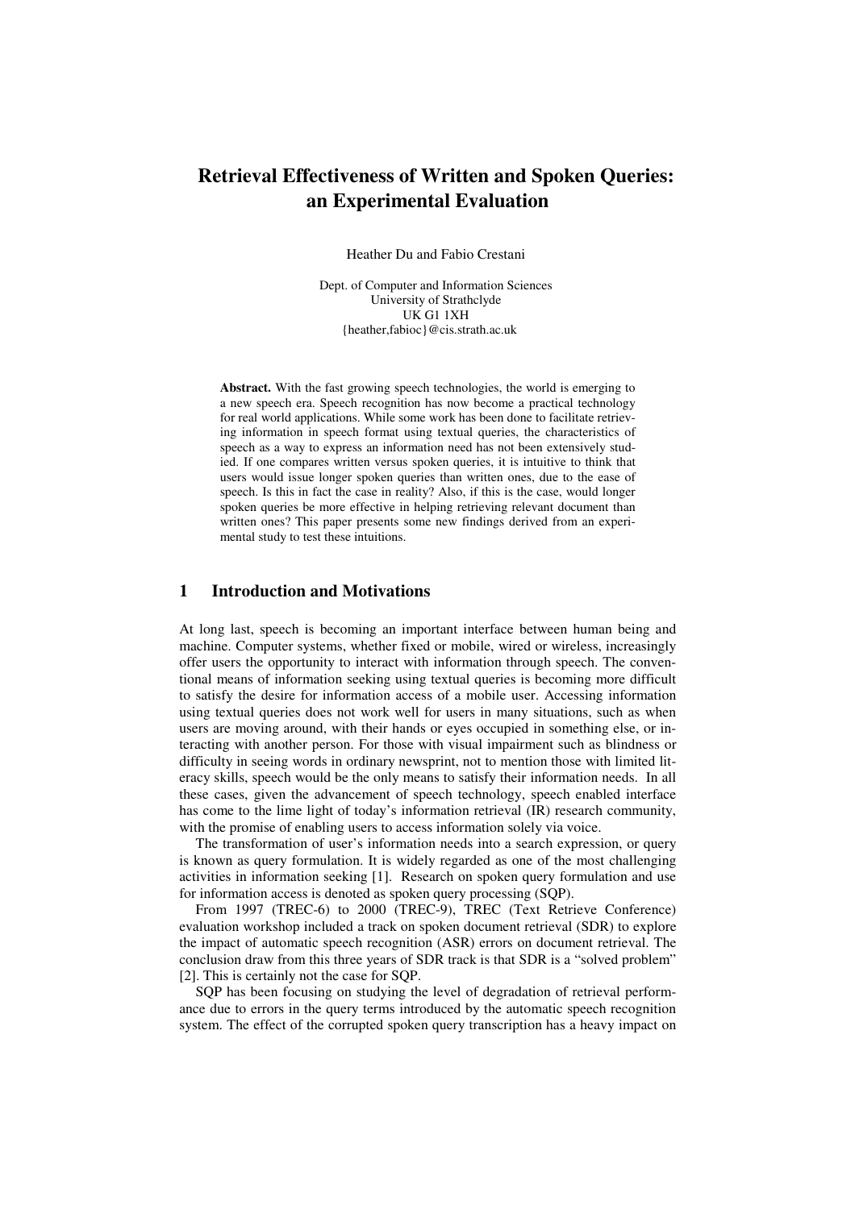# Retrieval Effectiveness of Written and Spoken Queries: an Experimental Evaluation

Heather Du and Fabio Crestani

Dept. of Computer and Information Sciences
University of Strathclyde
UK G1 1XH
{heather,fabioc}@cis.strath.ac.uk

**Abstract.** With the fast growing speech technologies, the world is emerging to a new speech era. Speech recognition has now become a practical technology for real world applications. While some work has been done to facilitate retrieving information in speech format using textual queries, the characteristics of speech as a way to express an information need has not been extensively studied. If one compares written versus spoken queries, it is intuitive to think that users would issue longer spoken queries than written ones, due to the ease of speech. Is this in fact the case in reality? Also, if this is the case, would longer spoken queries be more effective in helping retrieving relevant document than written ones? This paper presents some new findings derived from an experimental study to test these intuitions.

## 1 Introduction and Motivations

At long last, speech is becoming an important interface between human being and machine. Computer systems, whether fixed or mobile, wired or wireless, increasingly offer users the opportunity to interact with information through speech. The conventional means of information seeking using textual queries is becoming more difficult to satisfy the desire for information access of a mobile user. Accessing information using textual queries does not work well for users in many situations, such as when users are moving around, with their hands or eyes occupied in something else, or interacting with another person. For those with visual impairment such as blindness or difficulty in seeing words in ordinary newsprint, not to mention those with limited literacy skills, speech would be the only means to satisfy their information needs. In all these cases, given the advancement of speech technology, speech enabled interface has come to the lime light of today's information retrieval (IR) research community, with the promise of enabling users to access information solely via voice.

The transformation of user's information needs into a search expression, or query is known as query formulation. It is widely regarded as one of the most challenging activities in information seeking [1]. Research on spoken query formulation and use for information access is denoted as spoken query processing (SQP).

From 1997 (TREC-6) to 2000 (TREC-9), TREC (Text Retrieve Conference) evaluation workshop included a track on spoken document retrieval (SDR) to explore the impact of automatic speech recognition (ASR) errors on document retrieval. The conclusion draw from this three years of SDR track is that SDR is a "solved problem" [2]. This is certainly not the case for SQP.

SQP has been focusing on studying the level of degradation of retrieval performance due to errors in the query terms introduced by the automatic speech recognition system. The effect of the corrupted spoken query transcription has a heavy impact on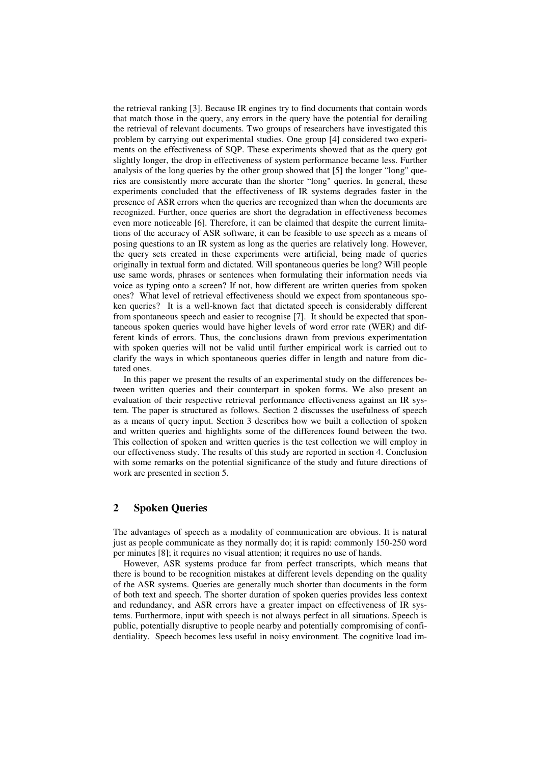the retrieval ranking [3]. Because IR engines try to find documents that contain words that match those in the query, any errors in the query have the potential for derailing the retrieval of relevant documents. Two groups of researchers have investigated this problem by carrying out experimental studies. One group [4] considered two experiments on the effectiveness of SQP. These experiments showed that as the query got slightly longer, the drop in effectiveness of system performance became less. Further analysis of the long queries by the other group showed that [5] the longer "long" queries are consistently more accurate than the shorter "long" queries. In general, these experiments concluded that the effectiveness of IR systems degrades faster in the presence of ASR errors when the queries are recognized than when the documents are recognized. Further, once queries are short the degradation in effectiveness becomes even more noticeable [6]. Therefore, it can be claimed that despite the current limitations of the accuracy of ASR software, it can be feasible to use speech as a means of posing questions to an IR system as long as the queries are relatively long. However, the query sets created in these experiments were artificial, being made of queries originally in textual form and dictated. Will spontaneous queries be long? Will people use same words, phrases or sentences when formulating their information needs via voice as typing onto a screen? If not, how different are written queries from spoken ones? What level of retrieval effectiveness should we expect from spontaneous spoken queries? It is a well-known fact that dictated speech is considerably different from spontaneous speech and easier to recognise [7]. It should be expected that spontaneous spoken queries would have higher levels of word error rate (WER) and different kinds of errors. Thus, the conclusions drawn from previous experimentation with spoken queries will not be valid until further empirical work is carried out to clarify the ways in which spontaneous queries differ in length and nature from dictated ones.

In this paper we present the results of an experimental study on the differences between written queries and their counterpart in spoken forms. We also present an evaluation of their respective retrieval performance effectiveness against an IR system. The paper is structured as follows. Section 2 discusses the usefulness of speech as a means of query input. Section 3 describes how we built a collection of spoken and written queries and highlights some of the differences found between the two. This collection of spoken and written queries is the test collection we will employ in our effectiveness study. The results of this study are reported in section 4. Conclusion with some remarks on the potential significance of the study and future directions of work are presented in section 5.

## 2 Spoken Queries

The advantages of speech as a modality of communication are obvious. It is natural just as people communicate as they normally do; it is rapid: commonly 150-250 word per minutes [8]; it requires no visual attention; it requires no use of hands.

However, ASR systems produce far from perfect transcripts, which means that there is bound to be recognition mistakes at different levels depending on the quality of the ASR systems. Queries are generally much shorter than documents in the form of both text and speech. The shorter duration of spoken queries provides less context and redundancy, and ASR errors have a greater impact on effectiveness of IR systems. Furthermore, input with speech is not always perfect in all situations. Speech is public, potentially disruptive to people nearby and potentially compromising of confidentiality. Speech becomes less useful in noisy environment. The cognitive load im-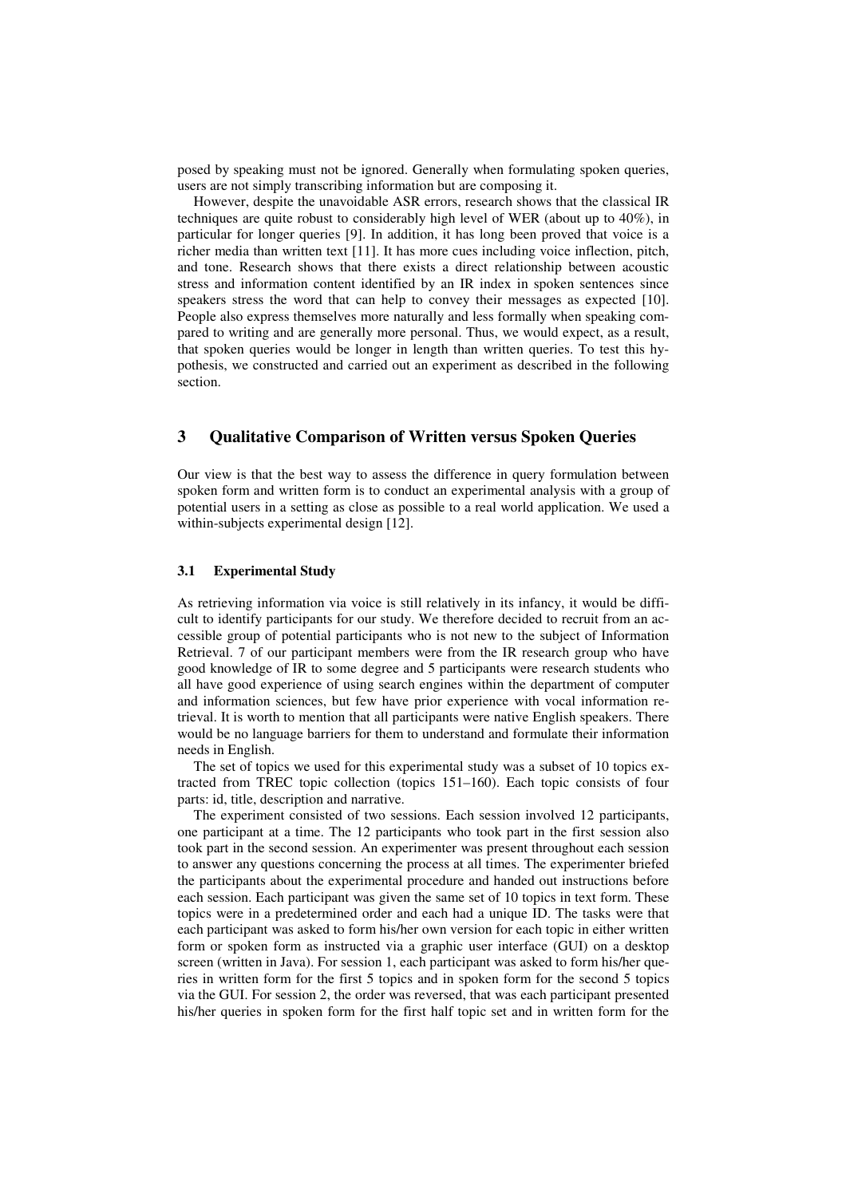posed by speaking must not be ignored. Generally when formulating spoken queries, users are not simply transcribing information but are composing it.

However, despite the unavoidable ASR errors, research shows that the classical IR techniques are quite robust to considerably high level of WER (about up to 40%), in particular for longer queries [9]. In addition, it has long been proved that voice is a richer media than written text [11]. It has more cues including voice inflection, pitch, and tone. Research shows that there exists a direct relationship between acoustic stress and information content identified by an IR index in spoken sentences since speakers stress the word that can help to convey their messages as expected [10]. People also express themselves more naturally and less formally when speaking compared to writing and are generally more personal. Thus, we would expect, as a result, that spoken queries would be longer in length than written queries. To test this hypothesis, we constructed and carried out an experiment as described in the following section.

## 3 Qualitative Comparison of Written versus Spoken Queries

Our view is that the best way to assess the difference in query formulation between spoken form and written form is to conduct an experimental analysis with a group of potential users in a setting as close as possible to a real world application. We used a within-subjects experimental design [12].

### 3.1 Experimental Study

As retrieving information via voice is still relatively in its infancy, it would be difficult to identify participants for our study. We therefore decided to recruit from an accessible group of potential participants who is not new to the subject of Information Retrieval. 7 of our participant members were from the IR research group who have good knowledge of IR to some degree and 5 participants were research students who all have good experience of using search engines within the department of computer and information sciences, but few have prior experience with vocal information retrieval. It is worth to mention that all participants were native English speakers. There would be no language barriers for them to understand and formulate their information needs in English.

The set of topics we used for this experimental study was a subset of 10 topics extracted from TREC topic collection (topics 151–160). Each topic consists of four parts: id, title, description and narrative.

The experiment consisted of two sessions. Each session involved 12 participants, one participant at a time. The 12 participants who took part in the first session also took part in the second session. An experimenter was present throughout each session to answer any questions concerning the process at all times. The experimenter briefed the participants about the experimental procedure and handed out instructions before each session. Each participant was given the same set of 10 topics in text form. These topics were in a predetermined order and each had a unique ID. The tasks were that each participant was asked to form his/her own version for each topic in either written form or spoken form as instructed via a graphic user interface (GUI) on a desktop screen (written in Java). For session 1, each participant was asked to form his/her queries in written form for the first 5 topics and in spoken form for the second 5 topics via the GUI. For session 2, the order was reversed, that was each participant presented his/her queries in spoken form for the first half topic set and in written form for the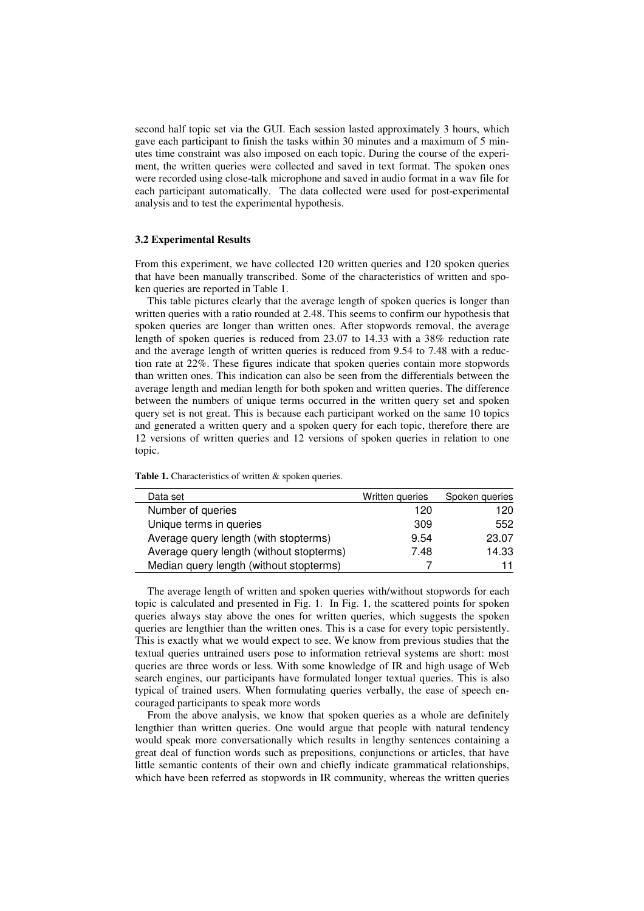second half topic set via the GUI. Each session lasted approximately 3 hours, which gave each participant to finish the tasks within 30 minutes and a maximum of 5 minutes time constraint was also imposed on each topic. During the course of the experiment, the written queries were collected and saved in text format. The spoken ones were recorded using close-talk microphone and saved in audio format in a wav file for each participant automatically. The data collected were used for post-experimental analysis and to test the experimental hypothesis.

### 3.2 Experimental Results

From this experiment, we have collected 120 written queries and 120 spoken queries that have been manually transcribed. Some of the characteristics of written and spoken queries are reported in Table 1.

This table pictures clearly that the average length of spoken queries is longer than written queries with a ratio rounded at 2.48. This seems to confirm our hypothesis that spoken queries are longer than written ones. After stopwords removal, the average length of spoken queries is reduced from 23.07 to 14.33 with a 38% reduction rate and the average length of written queries is reduced from 9.54 to 7.48 with a reduction rate at 22%. These figures indicate that spoken queries contain more stopwords than written ones. This indication can also be seen from the differentials between the average length and median length for both spoken and written queries. The difference between the numbers of unique terms occurred in the written query set and spoken query set is not great. This is because each participant worked on the same 10 topics and generated a written query and a spoken query for each topic, therefore there are 12 versions of written queries and 12 versions of spoken queries in relation to one topic.

**Table 1.** Characteristics of written & spoken queries.

| Data set | Written queries | Spoken queries |
|---|---|---|
| Number of queries | 120 | 120 |
| Unique terms in queries | 309 | 552 |
| Average query length (with stopterms) | 9.54 | 23.07 |
| Average query length (without stopterms) | 7.48 | 14.33 |
| Median query length (without stopterms) | 7 | 11 |

The average length of written and spoken queries with/without stopwords for each topic is calculated and presented in Fig. 1. In Fig. 1, the scattered points for spoken queries always stay above the ones for written queries, which suggests the spoken queries are lengthier than the written ones. This is a case for every topic persistently. This is exactly what we would expect to see. We know from previous studies that the textual queries untrained users pose to information retrieval systems are short: most queries are three words or less. With some knowledge of IR and high usage of Web search engines, our participants have formulated longer textual queries. This is also typical of trained users. When formulating queries verbally, the ease of speech encouraged participants to speak more words

From the above analysis, we know that spoken queries as a whole are definitely lengthier than written queries. One would argue that people with natural tendency would speak more conversationally which results in lengthy sentences containing a great deal of function words such as prepositions, conjunctions or articles, that have little semantic contents of their own and chiefly indicate grammatical relationships, which have been referred as stopwords in IR community, whereas the written queries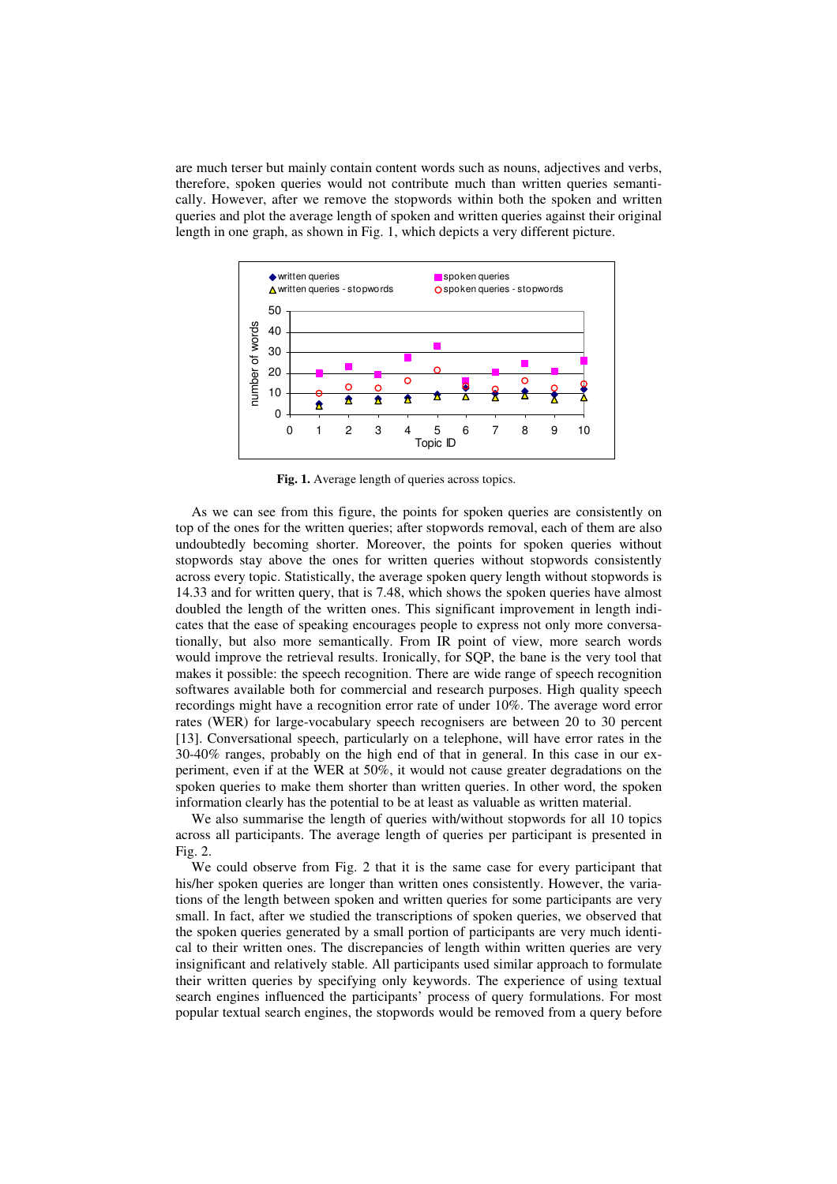are much terser but mainly contain content words such as nouns, adjectives and verbs, therefore, spoken queries would not contribute much than written queries semantically. However, after we remove the stopwords within both the spoken and written queries and plot the average length of spoken and written queries against their original length in one graph, as shown in Fig. 1, which depicts a very different picture.

**Fig. 1.** Average length of queries across topics.

As we can see from this figure, the points for spoken queries are consistently on top of the ones for the written queries; after stopwords removal, each of them are also undoubtedly becoming shorter. Moreover, the points for spoken queries without stopwords stay above the ones for written queries without stopwords consistently across every topic. Statistically, the average spoken query length without stopwords is 14.33 and for written query, that is 7.48, which shows the spoken queries have almost doubled the length of the written ones. This significant improvement in length indicates that the ease of speaking encourages people to express not only more conversationally, but also more semantically. From IR point of view, more search words would improve the retrieval results. Ironically, for SQP, the bane is the very tool that makes it possible: the speech recognition. There are wide range of speech recognition softwares available both for commercial and research purposes. High quality speech recordings might have a recognition error rate of under 10%. The average word error rates (WER) for large-vocabulary speech recognisers are between 20 to 30 percent [13]. Conversational speech, particularly on a telephone, will have error rates in the 30-40% ranges, probably on the high end of that in general. In this case in our experiment, even if at the WER at 50%, it would not cause greater degradations on the spoken queries to make them shorter than written queries. In other word, the spoken information clearly has the potential to be at least as valuable as written material.

We also summarise the length of queries with/without stopwords for all 10 topics across all participants. The average length of queries per participant is presented in Fig. 2.

We could observe from Fig. 2 that it is the same case for every participant that his/her spoken queries are longer than written ones consistently. However, the variations of the length between spoken and written queries for some participants are very small. In fact, after we studied the transcriptions of spoken queries, we observed that the spoken queries generated by a small portion of participants are very much identical to their written ones. The discrepancies of length within written queries are very insignificant and relatively stable. All participants used similar approach to formulate their written queries by specifying only keywords. The experience of using textual search engines influenced the participants' process of query formulations. For most popular textual search engines, the stopwords would be removed from a query before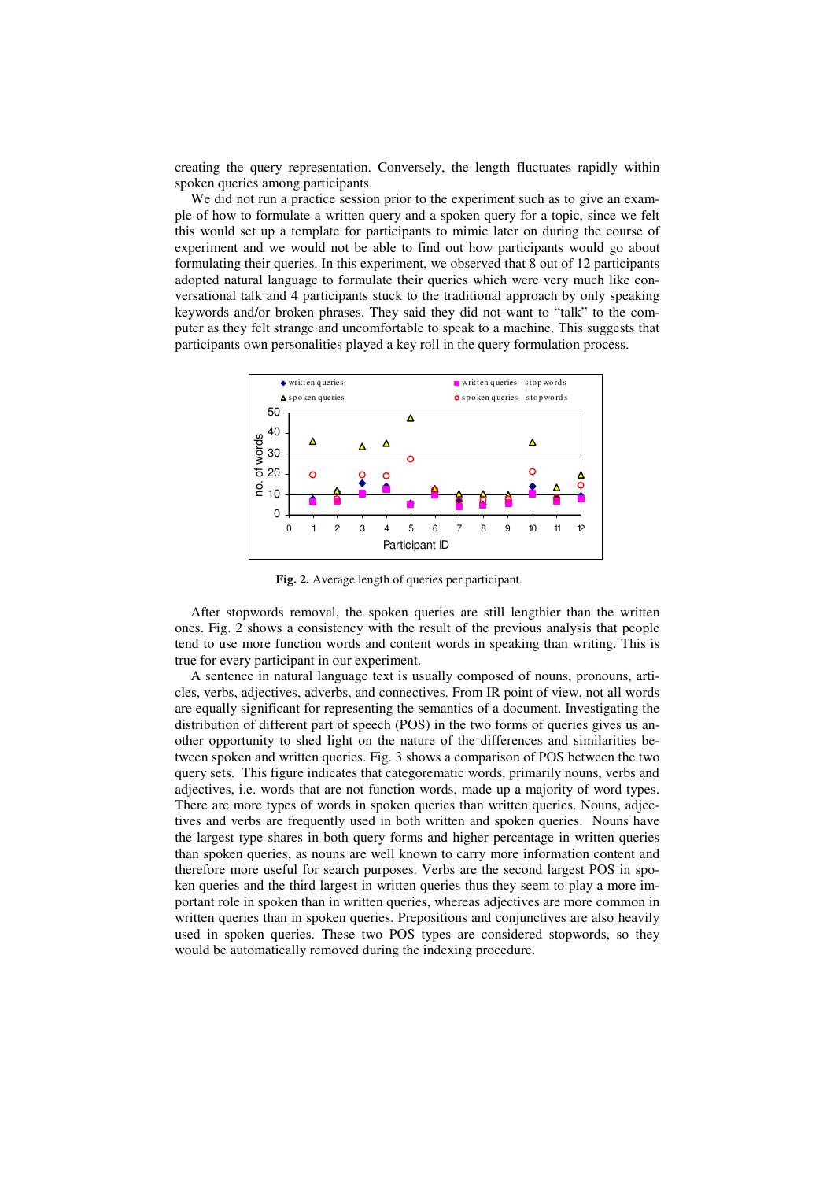creating the query representation. Conversely, the length fluctuates rapidly within spoken queries among participants.

We did not run a practice session prior to the experiment such as to give an example of how to formulate a written query and a spoken query for a topic, since we felt this would set up a template for participants to mimic later on during the course of experiment and we would not be able to find out how participants would go about formulating their queries. In this experiment, we observed that 8 out of 12 participants adopted natural language to formulate their queries which were very much like conversational talk and 4 participants stuck to the traditional approach by only speaking keywords and/or broken phrases. They said they did not want to "talk" to the computer as they felt strange and uncomfortable to speak to a machine. This suggests that participants own personalities played a key roll in the query formulation process.

**Fig. 2.** Average length of queries per participant.

After stopwords removal, the spoken queries are still lengthier than the written ones. Fig. 2 shows a consistency with the result of the previous analysis that people tend to use more function words and content words in speaking than writing. This is true for every participant in our experiment.

A sentence in natural language text is usually composed of nouns, pronouns, articles, verbs, adjectives, adverbs, and connectives. From IR point of view, not all words are equally significant for representing the semantics of a document. Investigating the distribution of different part of speech (POS) in the two forms of queries gives us another opportunity to shed light on the nature of the differences and similarities between spoken and written queries. Fig. 3 shows a comparison of POS between the two query sets. This figure indicates that categorematic words, primarily nouns, verbs and adjectives, i.e. words that are not function words, made up a majority of word types. There are more types of words in spoken queries than written queries. Nouns, adjectives and verbs are frequently used in both written and spoken queries. Nouns have the largest type shares in both query forms and higher percentage in written queries than spoken queries, as nouns are well known to carry more information content and therefore more useful for search purposes. Verbs are the second largest POS in spoken queries and the third largest in written queries thus they seem to play a more important role in spoken than in written queries, whereas adjectives are more common in written queries than in spoken queries. Prepositions and conjunctives are also heavily used in spoken queries. These two POS types are considered stopwords, so they would be automatically removed during the indexing procedure.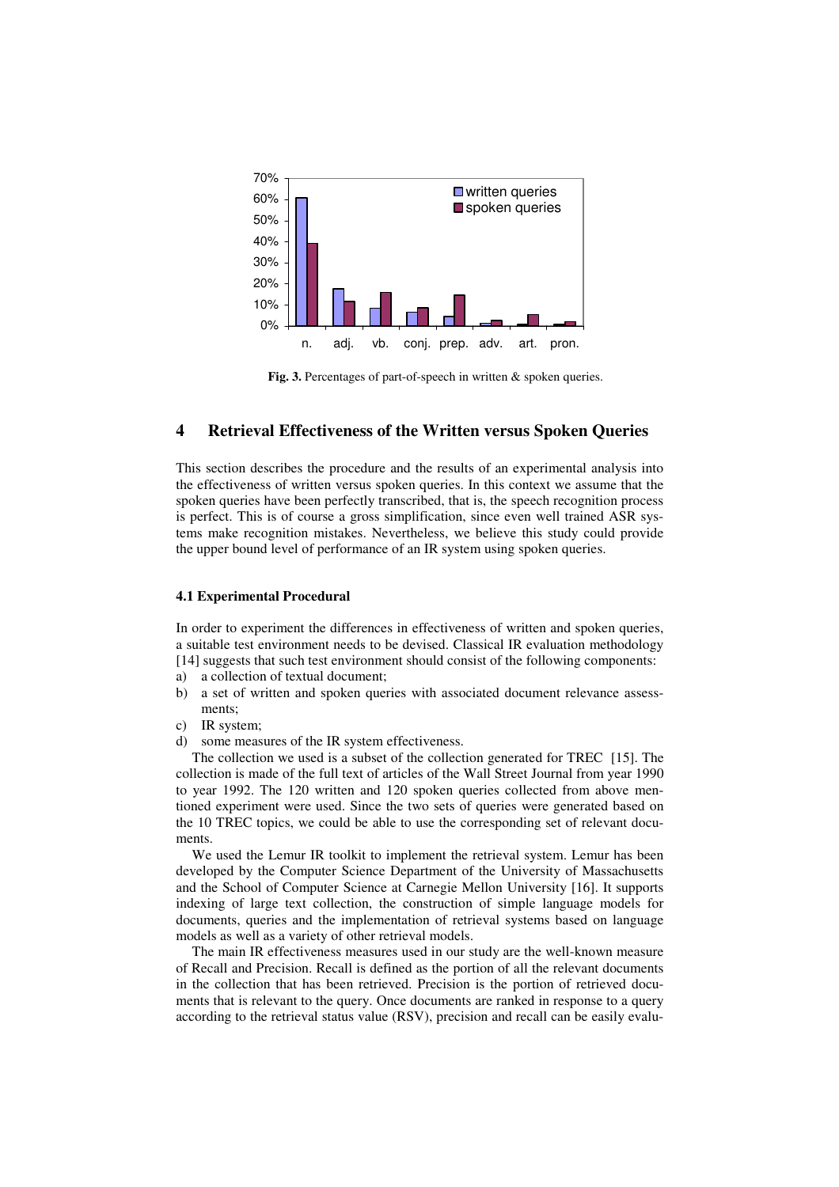**Fig. 3.** Percentages of part-of-speech in written & spoken queries.

## 4 Retrieval Effectiveness of the Written versus Spoken Queries

This section describes the procedure and the results of an experimental analysis into the effectiveness of written versus spoken queries. In this context we assume that the spoken queries have been perfectly transcribed, that is, the speech recognition process is perfect. This is of course a gross simplification, since even well trained ASR systems make recognition mistakes. Nevertheless, we believe this study could provide the upper bound level of performance of an IR system using spoken queries.

### 4.1 Experimental Procedural

In order to experiment the differences in effectiveness of written and spoken queries, a suitable test environment needs to be devised. Classical IR evaluation methodology [14] suggests that such test environment should consist of the following components:

a) a collection of textual document;
b) a set of written and spoken queries with associated document relevance assessments;
c) IR system;
d) some measures of the IR system effectiveness.

The collection we used is a subset of the collection generated for TREC [15]. The collection is made of the full text of articles of the Wall Street Journal from year 1990 to year 1992. The 120 written and 120 spoken queries collected from above mentioned experiment were used. Since the two sets of queries were generated based on the 10 TREC topics, we could be able to use the corresponding set of relevant documents.

We used the Lemur IR toolkit to implement the retrieval system. Lemur has been developed by the Computer Science Department of the University of Massachusetts and the School of Computer Science at Carnegie Mellon University [16]. It supports indexing of large text collection, the construction of simple language models for documents, queries and the implementation of retrieval systems based on language models as well as a variety of other retrieval models.

The main IR effectiveness measures used in our study are the well-known measure of Recall and Precision. Recall is defined as the portion of all the relevant documents in the collection that has been retrieved. Precision is the portion of retrieved documents that is relevant to the query. Once documents are ranked in response to a query according to the retrieval status value (RSV), precision and recall can be easily evalu-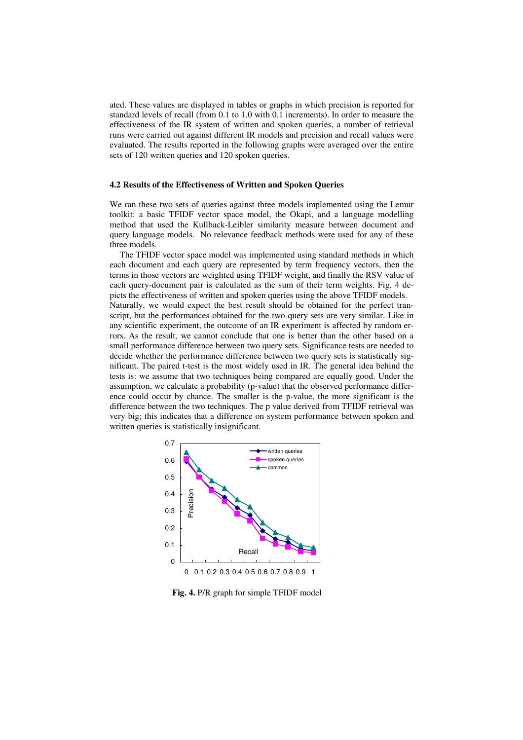ated. These values are displayed in tables or graphs in which precision is reported for standard levels of recall (from 0.1 to 1.0 with 0.1 increments). In order to measure the effectiveness of the IR system of written and spoken queries, a number of retrieval runs were carried out against different IR models and precision and recall values were evaluated. The results reported in the following graphs were averaged over the entire sets of 120 written queries and 120 spoken queries.

### 4.2 Results of the Effectiveness of Written and Spoken Queries

We ran these two sets of queries against three models implemented using the Lemur toolkit: a basic TFIDF vector space model, the Okapi, and a language modelling method that used the Kullback-Leibler similarity measure between document and query language models. No relevance feedback methods were used for any of these three models.

The TFIDF vector space model was implemented using standard methods in which each document and each query are represented by term frequency vectors, then the terms in those vectors are weighted using TFIDF weight, and finally the RSV value of each query-document pair is calculated as the sum of their term weights. Fig. 4 depicts the effectiveness of written and spoken queries using the above TFIDF models. Naturally, we would expect the best result should be obtained for the perfect transcript, but the performances obtained for the two query sets are very similar. Like in any scientific experiment, the outcome of an IR experiment is affected by random errors. As the result, we cannot conclude that one is better than the other based on a small performance difference between two query sets. Significance tests are needed to decide whether the performance difference between two query sets is statistically significant. The paired t-test is the most widely used in IR. The general idea behind the tests is: we assume that two techniques being compared are equally good. Under the assumption, we calculate a probability (p-value) that the observed performance difference could occur by chance. The smaller is the p-value, the more significant is the difference between the two techniques. The p value derived from TFIDF retrieval was very big; this indicates that a difference on system performance between spoken and written queries is statistically insignificant.

**Fig. 4.** P/R graph for simple TFIDF model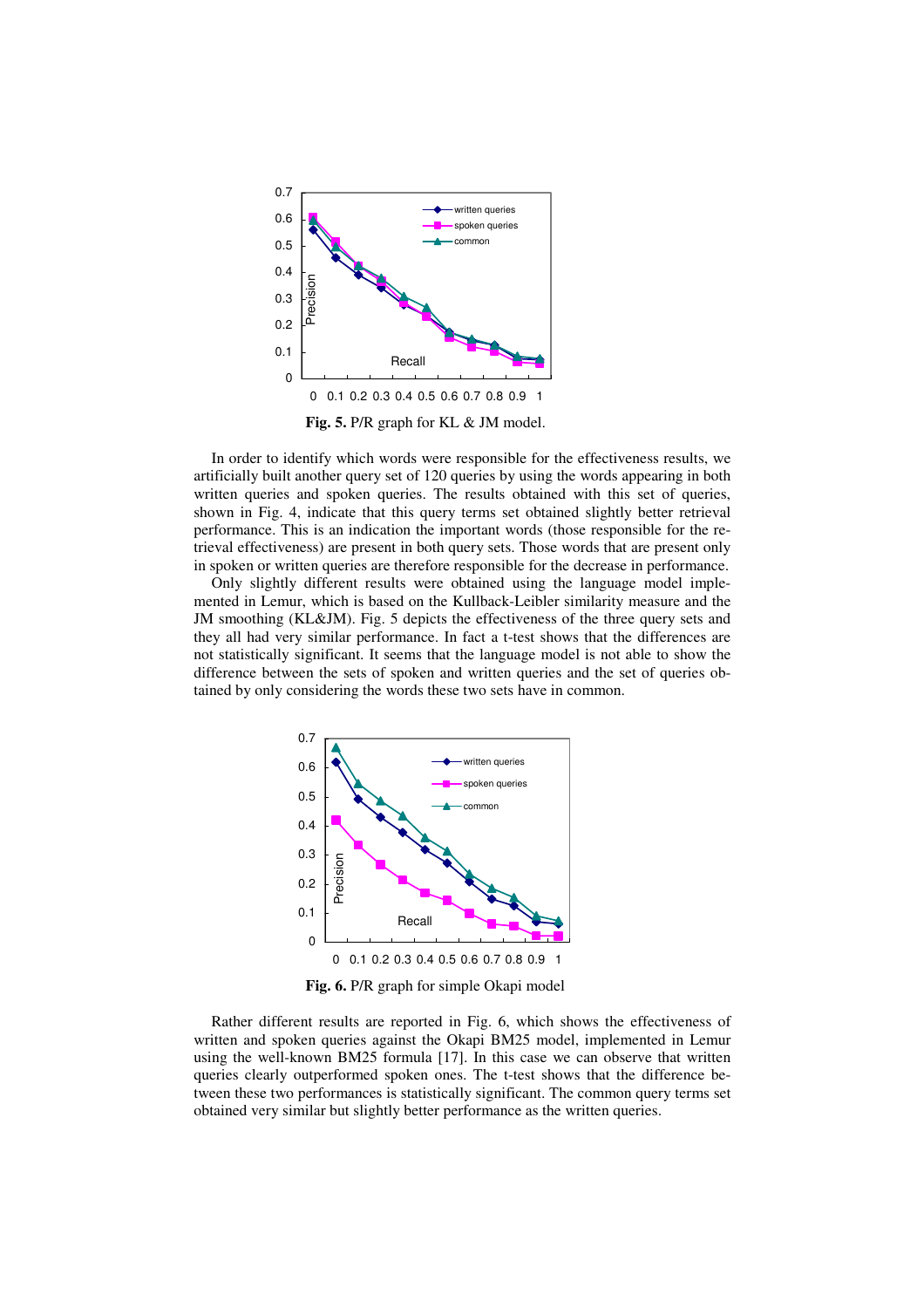**Fig. 5.** P/R graph for KL & JM model.

In order to identify which words were responsible for the effectiveness results, we artificially built another query set of 120 queries by using the words appearing in both written queries and spoken queries. The results obtained with this set of queries, shown in Fig. 4, indicate that this query terms set obtained slightly better retrieval performance. This is an indication the important words (those responsible for the retrieval effectiveness) are present in both query sets. Those words that are present only in spoken or written queries are therefore responsible for the decrease in performance.

Only slightly different results were obtained using the language model implemented in Lemur, which is based on the Kullback-Leibler similarity measure and the JM smoothing (KL&JM). Fig. 5 depicts the effectiveness of the three query sets and they all had very similar performance. In fact a t-test shows that the differences are not statistically significant. It seems that the language model is not able to show the difference between the sets of spoken and written queries and the set of queries obtained by only considering the words these two sets have in common.

**Fig. 6.** P/R graph for simple Okapi model

Rather different results are reported in Fig. 6, which shows the effectiveness of written and spoken queries against the Okapi BM25 model, implemented in Lemur using the well-known BM25 formula [17]. In this case we can observe that written queries clearly outperformed spoken ones. The t-test shows that the difference between these two performances is statistically significant. The common query terms set obtained very similar but slightly better performance as the written queries.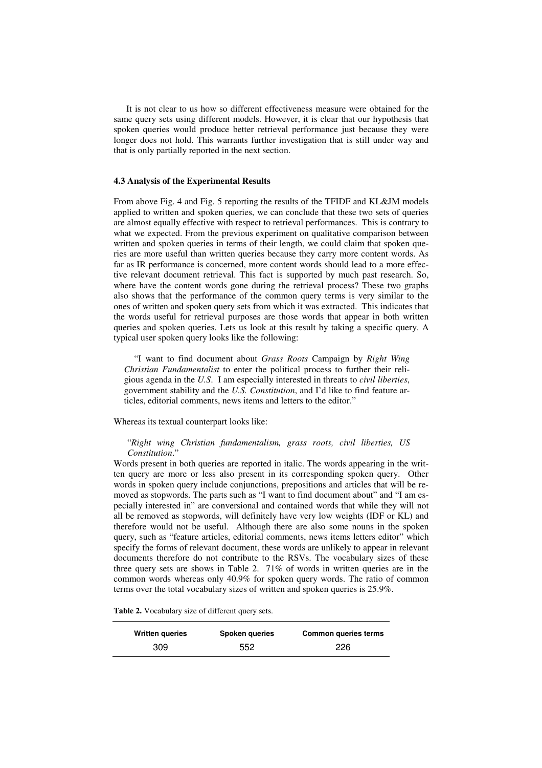It is not clear to us how so different effectiveness measure were obtained for the same query sets using different models. However, it is clear that our hypothesis that spoken queries would produce better retrieval performance just because they were longer does not hold. This warrants further investigation that is still under way and that is only partially reported in the next section.

### 4.3 Analysis of the Experimental Results

From above Fig. 4 and Fig. 5 reporting the results of the TFIDF and KL&JM models applied to written and spoken queries, we can conclude that these two sets of queries are almost equally effective with respect to retrieval performances. This is contrary to what we expected. From the previous experiment on qualitative comparison between written and spoken queries in terms of their length, we could claim that spoken queries are more useful than written queries because they carry more content words. As far as IR performance is concerned, more content words should lead to a more effective relevant document retrieval. This fact is supported by much past research. So, where have the content words gone during the retrieval process? These two graphs also shows that the performance of the common query terms is very similar to the ones of written and spoken query sets from which it was extracted. This indicates that the words useful for retrieval purposes are those words that appear in both written queries and spoken queries. Lets us look at this result by taking a specific query. A typical user spoken query looks like the following:

> "I want to find document about *Grass Roots* Campaign by *Right Wing Christian Fundamentalist* to enter the political process to further their religious agenda in the *U.S*. I am especially interested in threats to *civil liberties*, government stability and the *U.S. Constitution*, and I'd like to find feature articles, editorial comments, news items and letters to the editor."

Whereas its textual counterpart looks like:

> "*Right wing Christian fundamentalism, grass roots, civil liberties, US Constitution*."

Words present in both queries are reported in italic. The words appearing in the written query are more or less also present in its corresponding spoken query. Other words in spoken query include conjunctions, prepositions and articles that will be removed as stopwords. The parts such as "I want to find document about" and "I am especially interested in" are conversional and contained words that while they will not all be removed as stopwords, will definitely have very low weights (IDF or KL) and therefore would not be useful. Although there are also some nouns in the spoken query, such as "feature articles, editorial comments, news items letters editor" which specify the forms of relevant document, these words are unlikely to appear in relevant documents therefore do not contribute to the RSVs. The vocabulary sizes of these three query sets are shows in Table 2. 71% of words in written queries are in the common words whereas only 40.9% for spoken query words. The ratio of common terms over the total vocabulary sizes of written and spoken queries is 25.9%.

**Table 2.** Vocabulary size of different query sets.

| Written queries | Spoken queries | Common queries terms |
|---|---|---|
| 309 | 552 | 226 |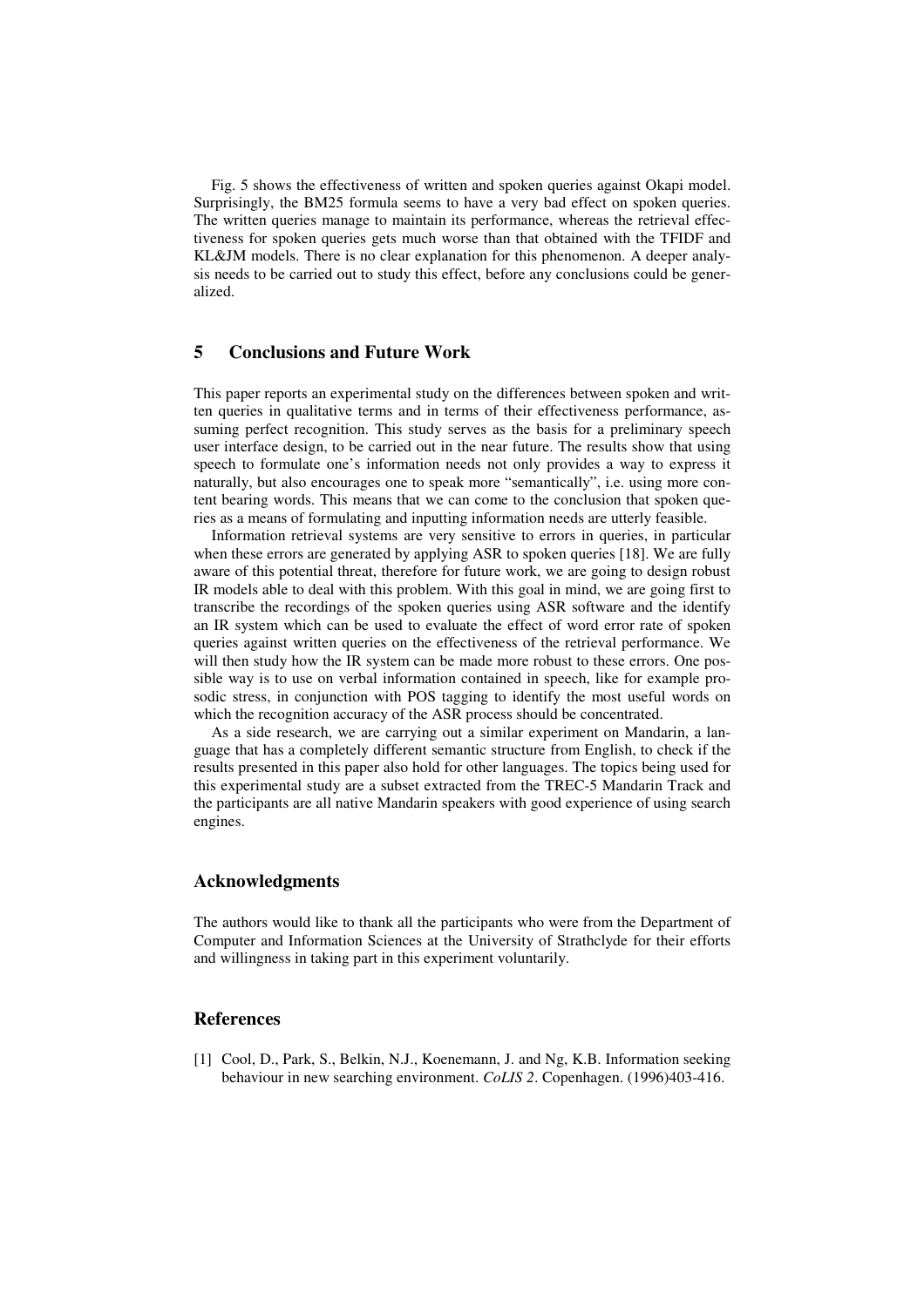Fig. 5 shows the effectiveness of written and spoken queries against Okapi model. Surprisingly, the BM25 formula seems to have a very bad effect on spoken queries. The written queries manage to maintain its performance, whereas the retrieval effectiveness for spoken queries gets much worse than that obtained with the TFIDF and KL&JM models. There is no clear explanation for this phenomenon. A deeper analysis needs to be carried out to study this effect, before any conclusions could be generalized.

## 5 Conclusions and Future Work

This paper reports an experimental study on the differences between spoken and written queries in qualitative terms and in terms of their effectiveness performance, assuming perfect recognition. This study serves as the basis for a preliminary speech user interface design, to be carried out in the near future. The results show that using speech to formulate one's information needs not only provides a way to express it naturally, but also encourages one to speak more "semantically", i.e. using more content bearing words. This means that we can come to the conclusion that spoken queries as a means of formulating and inputting information needs are utterly feasible.

Information retrieval systems are very sensitive to errors in queries, in particular when these errors are generated by applying ASR to spoken queries [18]. We are fully aware of this potential threat, therefore for future work, we are going to design robust IR models able to deal with this problem. With this goal in mind, we are going first to transcribe the recordings of the spoken queries using ASR software and the identify an IR system which can be used to evaluate the effect of word error rate of spoken queries against written queries on the effectiveness of the retrieval performance. We will then study how the IR system can be made more robust to these errors. One possible way is to use on verbal information contained in speech, like for example prosodic stress, in conjunction with POS tagging to identify the most useful words on which the recognition accuracy of the ASR process should be concentrated.

As a side research, we are carrying out a similar experiment on Mandarin, a language that has a completely different semantic structure from English, to check if the results presented in this paper also hold for other languages. The topics being used for this experimental study are a subset extracted from the TREC-5 Mandarin Track and the participants are all native Mandarin speakers with good experience of using search engines.

## Acknowledgments

The authors would like to thank all the participants who were from the Department of Computer and Information Sciences at the University of Strathclyde for their efforts and willingness in taking part in this experiment voluntarily.

## References

[1] Cool, D., Park, S., Belkin, N.J., Koenemann, J. and Ng, K.B. Information seeking behaviour in new searching environment. *CoLIS 2*. Copenhagen. (1996)403-416.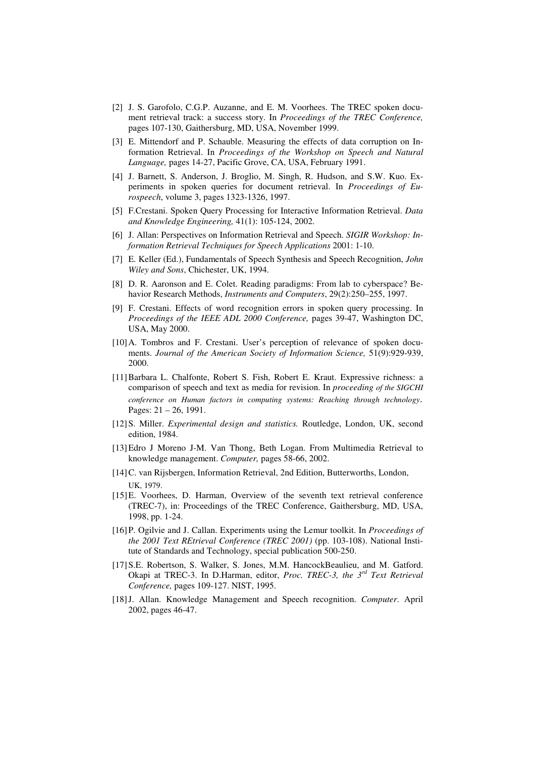[2] J. S. Garofolo, C.G.P. Auzanne, and E. M. Voorhees. The TREC spoken document retrieval track: a success story. In *Proceedings of the TREC Conference,* pages 107-130, Gaithersburg, MD, USA, November 1999.

[3] E. Mittendorf and P. Schauble. Measuring the effects of data corruption on Information Retrieval. In *Proceedings of the Workshop on Speech and Natural Language,* pages 14-27, Pacific Grove, CA, USA, February 1991.

[4] J. Barnett, S. Anderson, J. Broglio, M. Singh, R. Hudson, and S.W. Kuo. Experiments in spoken queries for document retrieval. In *Proceedings of Eurospeech*, volume 3, pages 1323-1326, 1997.

[5] F.Crestani. Spoken Query Processing for Interactive Information Retrieval. *Data and Knowledge Engineering,* 41(1): 105-124, 2002.

[6] J. Allan: Perspectives on Information Retrieval and Speech. *SIGIR Workshop: Information Retrieval Techniques for Speech Applications* 2001: 1-10.

[7] E. Keller (Ed.), Fundamentals of Speech Synthesis and Speech Recognition, *John Wiley and Sons*, Chichester, UK, 1994.

[8] D. R. Aaronson and E. Colet. Reading paradigms: From lab to cyberspace? Behavior Research Methods, *Instruments and Computers*, 29(2):250–255, 1997.

[9] F. Crestani. Effects of word recognition errors in spoken query processing. In *Proceedings of the IEEE ADL 2000 Conference,* pages 39-47, Washington DC, USA, May 2000.

[10] A. Tombros and F. Crestani. User's perception of relevance of spoken documents. *Journal of the American Society of Information Science,* 51(9):929-939, 2000.

[11] Barbara L. Chalfonte, Robert S. Fish, Robert E. Kraut. Expressive richness: a comparison of speech and text as media for revision. In *proceeding of the SIGCHI conference on Human factors in computing systems: Reaching through technology*. Pages: 21 – 26, 1991.

[12] S. Miller. *Experimental design and statistics.* Routledge, London, UK, second edition, 1984.

[13] Edro J Moreno J-M. Van Thong, Beth Logan. From Multimedia Retrieval to knowledge management. *Computer,* pages 58-66, 2002.

[14] C. van Rijsbergen, Information Retrieval, 2nd Edition, Butterworths, London, UK, 1979.

[15] E. Voorhees, D. Harman, Overview of the seventh text retrieval conference (TREC-7), in: Proceedings of the TREC Conference, Gaithersburg, MD, USA, 1998, pp. 1-24.

[16] P. Ogilvie and J. Callan. Experiments using the Lemur toolkit. In *Proceedings of the 2001 Text REtrieval Conference (TREC 2001)* (pp. 103-108). National Institute of Standards and Technology, special publication 500-250.

[17] S.E. Robertson, S. Walker, S. Jones, M.M. HancockBeaulieu, and M. Gatford. Okapi at TREC-3. In D.Harman, editor, *Proc. TREC-3, the 3rd Text Retrieval Conference,* pages 109-127. NIST, 1995.

[18] J. Allan. Knowledge Management and Speech recognition. *Computer*. April 2002, pages 46-47.